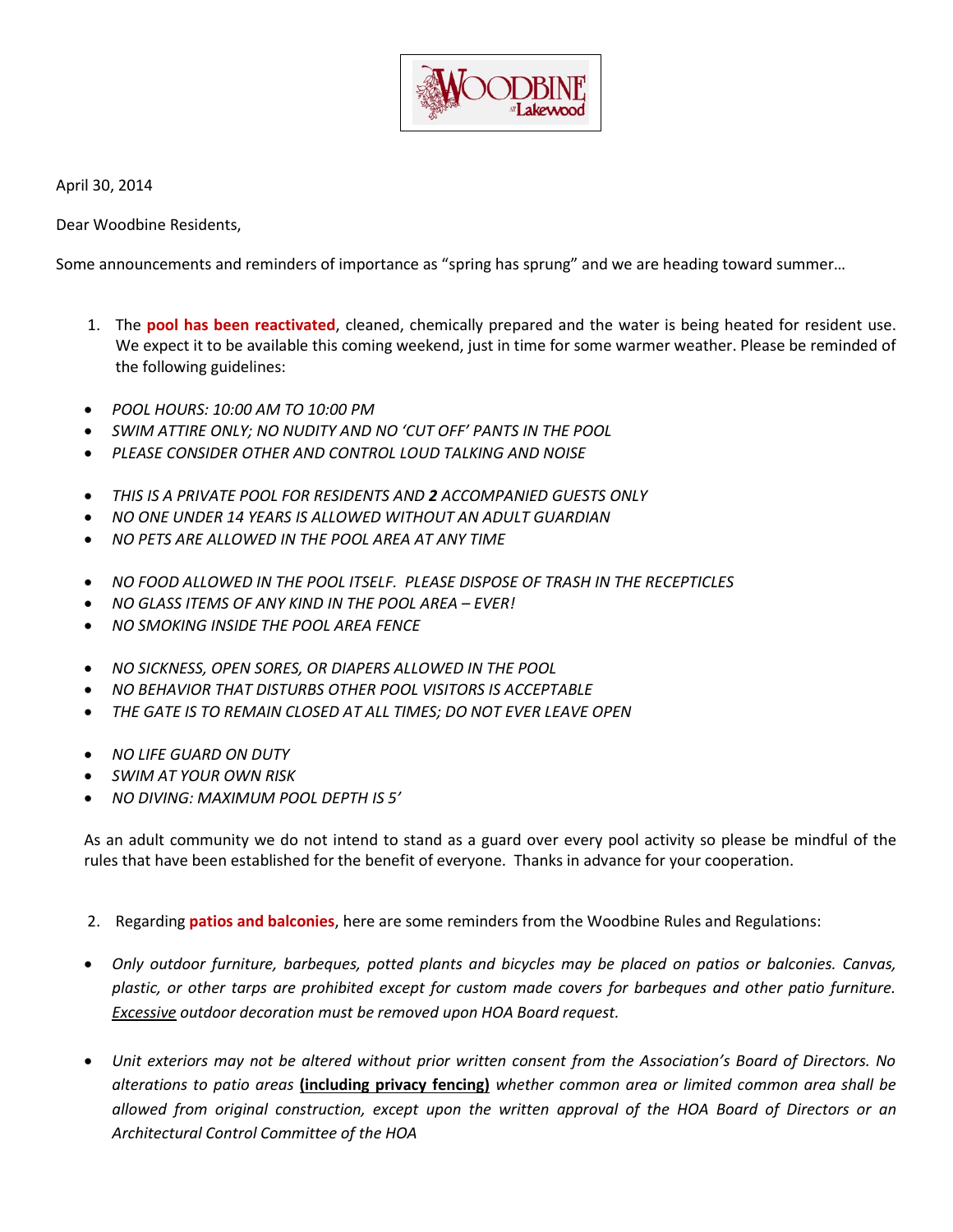WOODBINE at Lakewood

April 30, 2014

Dear Woodbine Residents,

Some announcements and reminders of importance as "spring has sprung" and we are heading toward summer…

1. The **pool has been reactivated**, cleaned, chemically prepared and the water is being heated for resident use. We expect it to be available this coming weekend, just in time for some warmer weather. Please be reminded of the following guidelines:

- *POOL HOURS: 10:00 AM TO 10:00 PM*
- *SWIM ATTIRE ONLY; NO NUDITY AND NO 'CUT OFF' PANTS IN THE POOL*
- *PLEASE CONSIDER OTHER AND CONTROL LOUD TALKING AND NOISE*

- *THIS IS A PRIVATE POOL FOR RESIDENTS AND* ***2*** *ACCOMPANIED GUESTS ONLY*
- *NO ONE UNDER 14 YEARS IS ALLOWED WITHOUT AN ADULT GUARDIAN*
- *NO PETS ARE ALLOWED IN THE POOL AREA AT ANY TIME*

- *NO FOOD ALLOWED IN THE POOL ITSELF. PLEASE DISPOSE OF TRASH IN THE RECEPTICLES*
- *NO GLASS ITEMS OF ANY KIND IN THE POOL AREA – EVER!*
- *NO SMOKING INSIDE THE POOL AREA FENCE*

- *NO SICKNESS, OPEN SORES, OR DIAPERS ALLOWED IN THE POOL*
- *NO BEHAVIOR THAT DISTURBS OTHER POOL VISITORS IS ACCEPTABLE*
- *THE GATE IS TO REMAIN CLOSED AT ALL TIMES; DO NOT EVER LEAVE OPEN*

- *NO LIFE GUARD ON DUTY*
- *SWIM AT YOUR OWN RISK*
- *NO DIVING: MAXIMUM POOL DEPTH IS 5'*

As an adult community we do not intend to stand as a guard over every pool activity so please be mindful of the rules that have been established for the benefit of everyone. Thanks in advance for your cooperation.

2. Regarding **patios and balconies**, here are some reminders from the Woodbine Rules and Regulations:

- *Only outdoor furniture, barbeques, potted plants and bicycles may be placed on patios or balconies. Canvas, plastic, or other tarps are prohibited except for custom made covers for barbeques and other patio furniture. Excessive outdoor decoration must be removed upon HOA Board request.*

- *Unit exteriors may not be altered without prior written consent from the Association's Board of Directors. No alterations to patio areas* **(including privacy fencing)** *whether common area or limited common area shall be allowed from original construction, except upon the written approval of the HOA Board of Directors or an Architectural Control Committee of the HOA*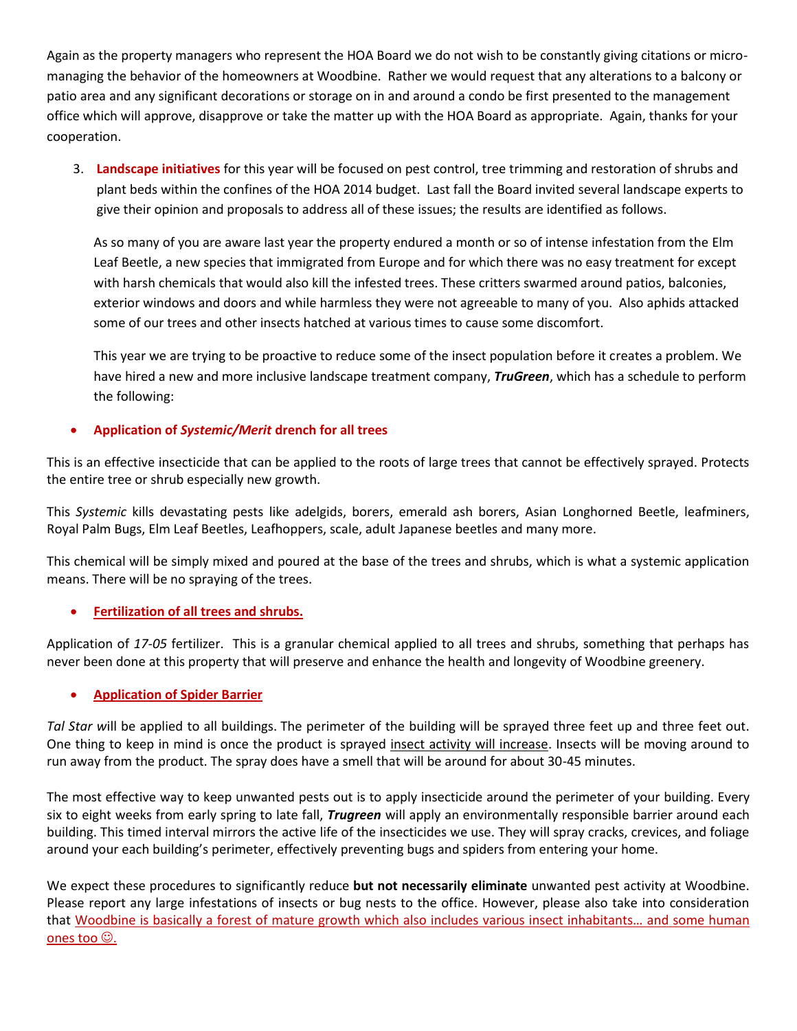Again as the property managers who represent the HOA Board we do not wish to be constantly giving citations or micro-managing the behavior of the homeowners at Woodbine. Rather we would request that any alterations to a balcony or patio area and any significant decorations or storage on in and around a condo be first presented to the management office which will approve, disapprove or take the matter up with the HOA Board as appropriate. Again, thanks for your cooperation.

3. **Landscape initiatives** for this year will be focused on pest control, tree trimming and restoration of shrubs and plant beds within the confines of the HOA 2014 budget. Last fall the Board invited several landscape experts to give their opinion and proposals to address all of these issues; the results are identified as follows.

   As so many of you are aware last year the property endured a month or so of intense infestation from the Elm Leaf Beetle, a new species that immigrated from Europe and for which there was no easy treatment for except with harsh chemicals that would also kill the infested trees. These critters swarmed around patios, balconies, exterior windows and doors and while harmless they were not agreeable to many of you. Also aphids attacked some of our trees and other insects hatched at various times to cause some discomfort.

   This year we are trying to be proactive to reduce some of the insect population before it creates a problem. We have hired a new and more inclusive landscape treatment company, ***TruGreen***, which has a schedule to perform the following:

- **Application of *Systemic/Merit* drench for all trees**

This is an effective insecticide that can be applied to the roots of large trees that cannot be effectively sprayed. Protects the entire tree or shrub especially new growth.

This *Systemic* kills devastating pests like adelgids, borers, emerald ash borers, Asian Longhorned Beetle, leafminers, Royal Palm Bugs, Elm Leaf Beetles, Leafhoppers, scale, adult Japanese beetles and many more.

This chemical will be simply mixed and poured at the base of the trees and shrubs, which is what a systemic application means. There will be no spraying of the trees.

- **Fertilization of all trees and shrubs.**

Application of *17-05* fertilizer. This is a granular chemical applied to all trees and shrubs, something that perhaps has never been done at this property that will preserve and enhance the health and longevity of Woodbine greenery.

- **Application of Spider Barrier**

*Tal Star w*ill be applied to all buildings. The perimeter of the building will be sprayed three feet up and three feet out. One thing to keep in mind is once the product is sprayed insect activity will increase. Insects will be moving around to run away from the product. The spray does have a smell that will be around for about 30-45 minutes.

The most effective way to keep unwanted pests out is to apply insecticide around the perimeter of your building. Every six to eight weeks from early spring to late fall, ***Trugreen*** will apply an environmentally responsible barrier around each building. This timed interval mirrors the active life of the insecticides we use. They will spray cracks, crevices, and foliage around your each building's perimeter, effectively preventing bugs and spiders from entering your home.

We expect these procedures to significantly reduce **but not necessarily eliminate** unwanted pest activity at Woodbine. Please report any large infestations of insects or bug nests to the office. However, please also take into consideration that Woodbine is basically a forest of mature growth which also includes various insect inhabitants… and some human ones too ☺.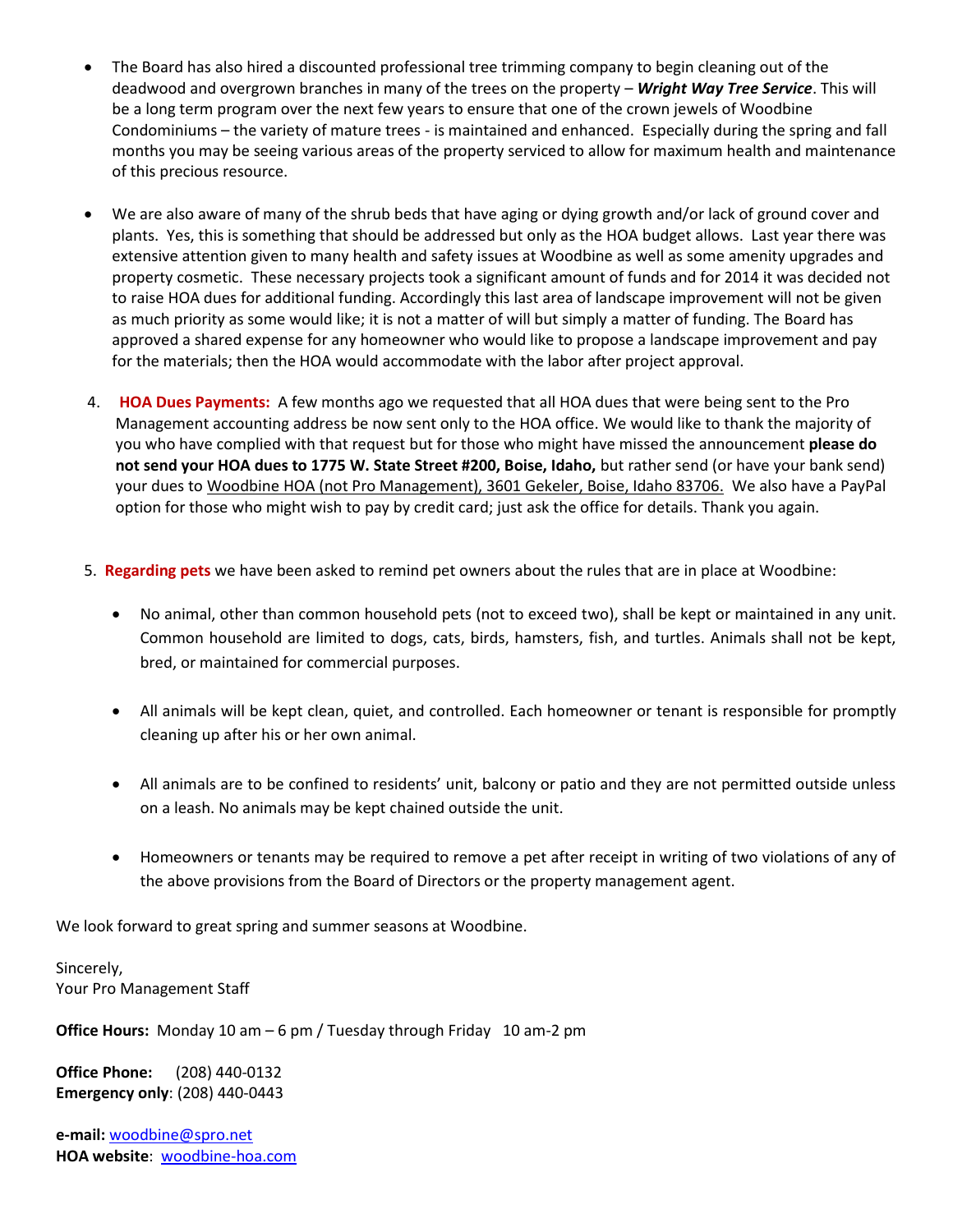- The Board has also hired a discounted professional tree trimming company to begin cleaning out of the deadwood and overgrown branches in many of the trees on the property – ***Wright Way Tree Service***. This will be a long term program over the next few years to ensure that one of the crown jewels of Woodbine Condominiums – the variety of mature trees - is maintained and enhanced. Especially during the spring and fall months you may be seeing various areas of the property serviced to allow for maximum health and maintenance of this precious resource.

- We are also aware of many of the shrub beds that have aging or dying growth and/or lack of ground cover and plants. Yes, this is something that should be addressed but only as the HOA budget allows. Last year there was extensive attention given to many health and safety issues at Woodbine as well as some amenity upgrades and property cosmetic. These necessary projects took a significant amount of funds and for 2014 it was decided not to raise HOA dues for additional funding. Accordingly this last area of landscape improvement will not be given as much priority as some would like; it is not a matter of will but simply a matter of funding. The Board has approved a shared expense for any homeowner who would like to propose a landscape improvement and pay for the materials; then the HOA would accommodate with the labor after project approval.

4. **HOA Dues Payments:** A few months ago we requested that all HOA dues that were being sent to the Pro Management accounting address be now sent only to the HOA office. We would like to thank the majority of you who have complied with that request but for those who might have missed the announcement **please do not send your HOA dues to 1775 W. State Street #200, Boise, Idaho,** but rather send (or have your bank send) your dues to Woodbine HOA (not Pro Management), 3601 Gekeler, Boise, Idaho 83706. We also have a PayPal option for those who might wish to pay by credit card; just ask the office for details. Thank you again.

5. **Regarding pets** we have been asked to remind pet owners about the rules that are in place at Woodbine:

   - No animal, other than common household pets (not to exceed two), shall be kept or maintained in any unit. Common household are limited to dogs, cats, birds, hamsters, fish, and turtles. Animals shall not be kept, bred, or maintained for commercial purposes.

   - All animals will be kept clean, quiet, and controlled. Each homeowner or tenant is responsible for promptly cleaning up after his or her own animal.

   - All animals are to be confined to residents' unit, balcony or patio and they are not permitted outside unless on a leash. No animals may be kept chained outside the unit.

   - Homeowners or tenants may be required to remove a pet after receipt in writing of two violations of any of the above provisions from the Board of Directors or the property management agent.

We look forward to great spring and summer seasons at Woodbine.

Sincerely,
Your Pro Management Staff

**Office Hours:** Monday 10 am – 6 pm / Tuesday through Friday 10 am-2 pm

**Office Phone:** (208) 440-0132
**Emergency only**: (208) 440-0443

**e-mail:** woodbine@spro.net
**HOA website**: woodbine-hoa.com